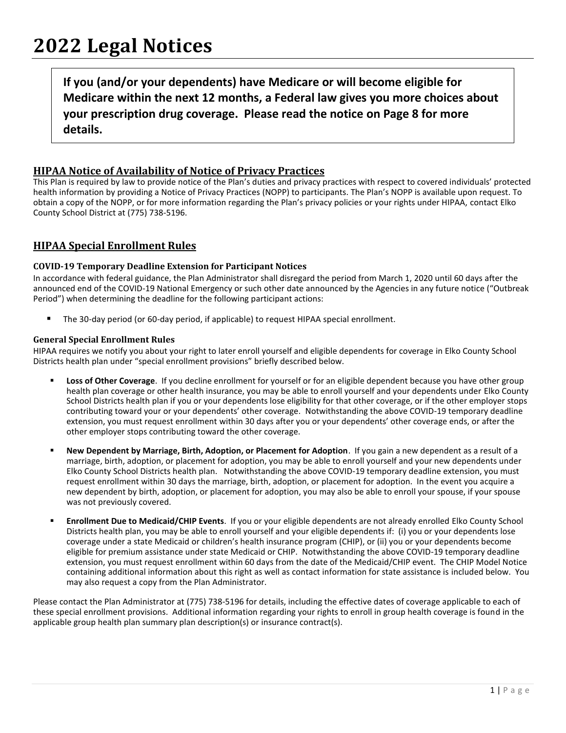# 2022 Legal Notices

> **If you (and/or your dependents) have Medicare or will become eligible for Medicare within the next 12 months, a Federal law gives you more choices about your prescription drug coverage. Please read the notice on Page 8 for more details.**

## HIPAA Notice of Availability of Notice of Privacy Practices

This Plan is required by law to provide notice of the Plan's duties and privacy practices with respect to covered individuals' protected health information by providing a Notice of Privacy Practices (NOPP) to participants. The Plan's NOPP is available upon request. To obtain a copy of the NOPP, or for more information regarding the Plan's privacy policies or your rights under HIPAA, contact Elko County School District at (775) 738-5196.

## HIPAA Special Enrollment Rules

### COVID-19 Temporary Deadline Extension for Participant Notices

In accordance with federal guidance, the Plan Administrator shall disregard the period from March 1, 2020 until 60 days after the announced end of the COVID-19 National Emergency or such other date announced by the Agencies in any future notice ("Outbreak Period") when determining the deadline for the following participant actions:

- The 30-day period (or 60-day period, if applicable) to request HIPAA special enrollment.

### General Special Enrollment Rules

HIPAA requires we notify you about your right to later enroll yourself and eligible dependents for coverage in Elko County School Districts health plan under "special enrollment provisions" briefly described below.

- **Loss of Other Coverage**. If you decline enrollment for yourself or for an eligible dependent because you have other group health plan coverage or other health insurance, you may be able to enroll yourself and your dependents under Elko County School Districts health plan if you or your dependents lose eligibility for that other coverage, or if the other employer stops contributing toward your or your dependents' other coverage. Notwithstanding the above COVID-19 temporary deadline extension, you must request enrollment within 30 days after you or your dependents' other coverage ends, or after the other employer stops contributing toward the other coverage.

- **New Dependent by Marriage, Birth, Adoption, or Placement for Adoption**. If you gain a new dependent as a result of a marriage, birth, adoption, or placement for adoption, you may be able to enroll yourself and your new dependents under Elko County School Districts health plan. Notwithstanding the above COVID-19 temporary deadline extension, you must request enrollment within 30 days the marriage, birth, adoption, or placement for adoption. In the event you acquire a new dependent by birth, adoption, or placement for adoption, you may also be able to enroll your spouse, if your spouse was not previously covered.

- **Enrollment Due to Medicaid/CHIP Events**. If you or your eligible dependents are not already enrolled Elko County School Districts health plan, you may be able to enroll yourself and your eligible dependents if: (i) you or your dependents lose coverage under a state Medicaid or children's health insurance program (CHIP), or (ii) you or your dependents become eligible for premium assistance under state Medicaid or CHIP. Notwithstanding the above COVID-19 temporary deadline extension, you must request enrollment within 60 days from the date of the Medicaid/CHIP event. The CHIP Model Notice containing additional information about this right as well as contact information for state assistance is included below. You may also request a copy from the Plan Administrator.

Please contact the Plan Administrator at (775) 738-5196 for details, including the effective dates of coverage applicable to each of these special enrollment provisions. Additional information regarding your rights to enroll in group health coverage is found in the applicable group health plan summary plan description(s) or insurance contract(s).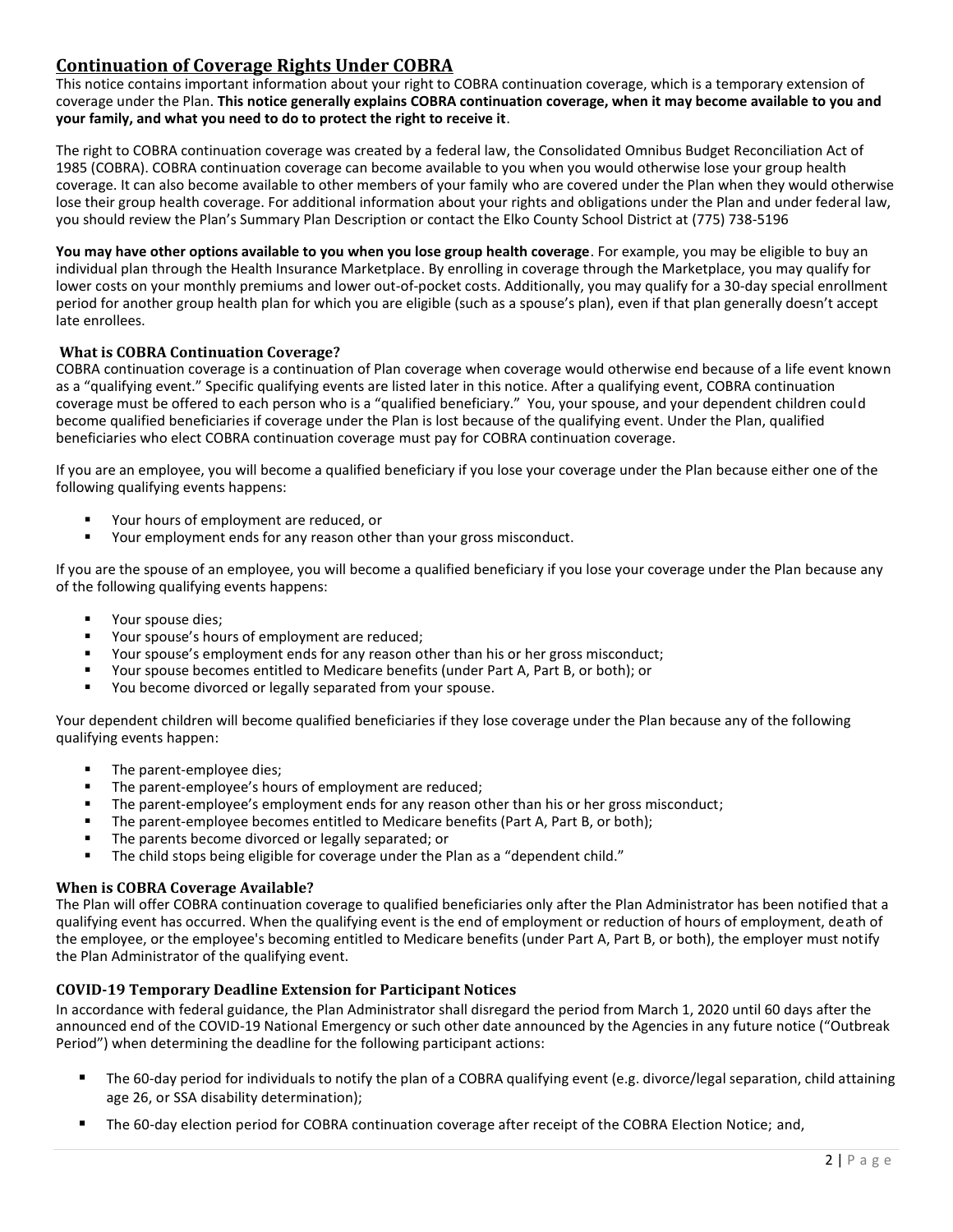## Continuation of Coverage Rights Under COBRA

This notice contains important information about your right to COBRA continuation coverage, which is a temporary extension of coverage under the Plan. **This notice generally explains COBRA continuation coverage, when it may become available to you and your family, and what you need to do to protect the right to receive it**.

The right to COBRA continuation coverage was created by a federal law, the Consolidated Omnibus Budget Reconciliation Act of 1985 (COBRA). COBRA continuation coverage can become available to you when you would otherwise lose your group health coverage. It can also become available to other members of your family who are covered under the Plan when they would otherwise lose their group health coverage. For additional information about your rights and obligations under the Plan and under federal law, you should review the Plan's Summary Plan Description or contact the Elko County School District at (775) 738-5196

**You may have other options available to you when you lose group health coverage**. For example, you may be eligible to buy an individual plan through the Health Insurance Marketplace. By enrolling in coverage through the Marketplace, you may qualify for lower costs on your monthly premiums and lower out-of-pocket costs. Additionally, you may qualify for a 30-day special enrollment period for another group health plan for which you are eligible (such as a spouse's plan), even if that plan generally doesn't accept late enrollees.

### What is COBRA Continuation Coverage?

COBRA continuation coverage is a continuation of Plan coverage when coverage would otherwise end because of a life event known as a "qualifying event." Specific qualifying events are listed later in this notice. After a qualifying event, COBRA continuation coverage must be offered to each person who is a "qualified beneficiary." You, your spouse, and your dependent children could become qualified beneficiaries if coverage under the Plan is lost because of the qualifying event. Under the Plan, qualified beneficiaries who elect COBRA continuation coverage must pay for COBRA continuation coverage.

If you are an employee, you will become a qualified beneficiary if you lose your coverage under the Plan because either one of the following qualifying events happens:

- Your hours of employment are reduced, or
- Your employment ends for any reason other than your gross misconduct.

If you are the spouse of an employee, you will become a qualified beneficiary if you lose your coverage under the Plan because any of the following qualifying events happens:

- Your spouse dies;
- Your spouse's hours of employment are reduced;
- Your spouse's employment ends for any reason other than his or her gross misconduct;
- Your spouse becomes entitled to Medicare benefits (under Part A, Part B, or both); or
- You become divorced or legally separated from your spouse.

Your dependent children will become qualified beneficiaries if they lose coverage under the Plan because any of the following qualifying events happen:

- The parent-employee dies;
- The parent-employee's hours of employment are reduced;
- The parent-employee's employment ends for any reason other than his or her gross misconduct;
- The parent-employee becomes entitled to Medicare benefits (Part A, Part B, or both);
- The parents become divorced or legally separated; or
- The child stops being eligible for coverage under the Plan as a "dependent child."

### When is COBRA Coverage Available?

The Plan will offer COBRA continuation coverage to qualified beneficiaries only after the Plan Administrator has been notified that a qualifying event has occurred. When the qualifying event is the end of employment or reduction of hours of employment, death of the employee, or the employee's becoming entitled to Medicare benefits (under Part A, Part B, or both), the employer must notify the Plan Administrator of the qualifying event.

### COVID-19 Temporary Deadline Extension for Participant Notices

In accordance with federal guidance, the Plan Administrator shall disregard the period from March 1, 2020 until 60 days after the announced end of the COVID-19 National Emergency or such other date announced by the Agencies in any future notice ("Outbreak Period") when determining the deadline for the following participant actions:

- The 60-day period for individuals to notify the plan of a COBRA qualifying event (e.g. divorce/legal separation, child attaining age 26, or SSA disability determination);
- The 60-day election period for COBRA continuation coverage after receipt of the COBRA Election Notice; and,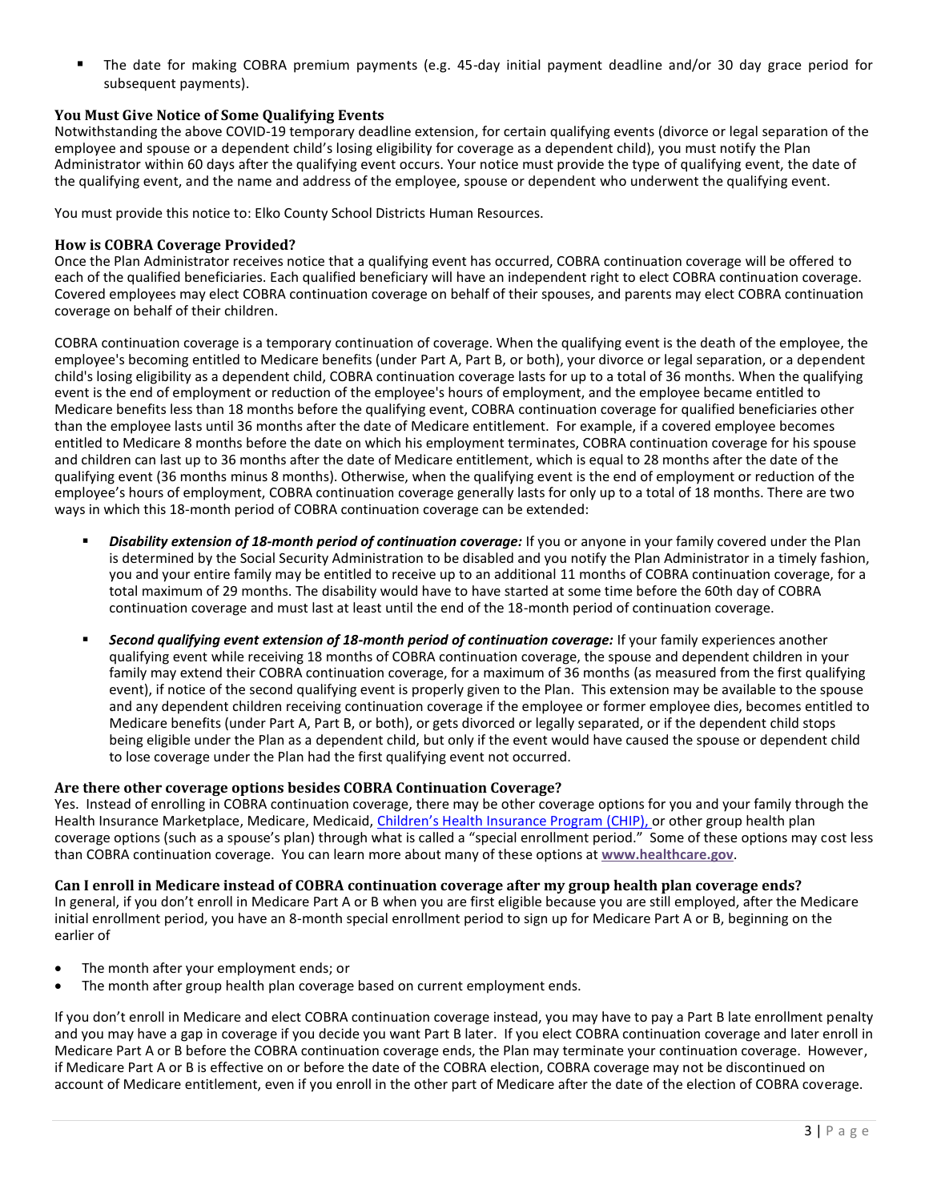- The date for making COBRA premium payments (e.g. 45-day initial payment deadline and/or 30 day grace period for subsequent payments).

### You Must Give Notice of Some Qualifying Events

Notwithstanding the above COVID-19 temporary deadline extension, for certain qualifying events (divorce or legal separation of the employee and spouse or a dependent child's losing eligibility for coverage as a dependent child), you must notify the Plan Administrator within 60 days after the qualifying event occurs. Your notice must provide the type of qualifying event, the date of the qualifying event, and the name and address of the employee, spouse or dependent who underwent the qualifying event.

You must provide this notice to: Elko County School Districts Human Resources.

### How is COBRA Coverage Provided?

Once the Plan Administrator receives notice that a qualifying event has occurred, COBRA continuation coverage will be offered to each of the qualified beneficiaries. Each qualified beneficiary will have an independent right to elect COBRA continuation coverage. Covered employees may elect COBRA continuation coverage on behalf of their spouses, and parents may elect COBRA continuation coverage on behalf of their children.

COBRA continuation coverage is a temporary continuation of coverage. When the qualifying event is the death of the employee, the employee's becoming entitled to Medicare benefits (under Part A, Part B, or both), your divorce or legal separation, or a dependent child's losing eligibility as a dependent child, COBRA continuation coverage lasts for up to a total of 36 months. When the qualifying event is the end of employment or reduction of the employee's hours of employment, and the employee became entitled to Medicare benefits less than 18 months before the qualifying event, COBRA continuation coverage for qualified beneficiaries other than the employee lasts until 36 months after the date of Medicare entitlement. For example, if a covered employee becomes entitled to Medicare 8 months before the date on which his employment terminates, COBRA continuation coverage for his spouse and children can last up to 36 months after the date of Medicare entitlement, which is equal to 28 months after the date of the qualifying event (36 months minus 8 months). Otherwise, when the qualifying event is the end of employment or reduction of the employee's hours of employment, COBRA continuation coverage generally lasts for only up to a total of 18 months. There are two ways in which this 18-month period of COBRA continuation coverage can be extended:

- ***Disability extension of 18-month period of continuation coverage:*** If you or anyone in your family covered under the Plan is determined by the Social Security Administration to be disabled and you notify the Plan Administrator in a timely fashion, you and your entire family may be entitled to receive up to an additional 11 months of COBRA continuation coverage, for a total maximum of 29 months. The disability would have to have started at some time before the 60th day of COBRA continuation coverage and must last at least until the end of the 18-month period of continuation coverage.
- ***Second qualifying event extension of 18-month period of continuation coverage:*** If your family experiences another qualifying event while receiving 18 months of COBRA continuation coverage, the spouse and dependent children in your family may extend their COBRA continuation coverage, for a maximum of 36 months (as measured from the first qualifying event), if notice of the second qualifying event is properly given to the Plan. This extension may be available to the spouse and any dependent children receiving continuation coverage if the employee or former employee dies, becomes entitled to Medicare benefits (under Part A, Part B, or both), or gets divorced or legally separated, or if the dependent child stops being eligible under the Plan as a dependent child, but only if the event would have caused the spouse or dependent child to lose coverage under the Plan had the first qualifying event not occurred.

### Are there other coverage options besides COBRA Continuation Coverage?

Yes. Instead of enrolling in COBRA continuation coverage, there may be other coverage options for you and your family through the Health Insurance Marketplace, Medicare, Medicaid, Children's Health Insurance Program (CHIP), or other group health plan coverage options (such as a spouse's plan) through what is called a "special enrollment period." Some of these options may cost less than COBRA continuation coverage. You can learn more about many of these options at **www.healthcare.gov**.

### Can I enroll in Medicare instead of COBRA continuation coverage after my group health plan coverage ends?

In general, if you don't enroll in Medicare Part A or B when you are first eligible because you are still employed, after the Medicare initial enrollment period, you have an 8-month special enrollment period to sign up for Medicare Part A or B, beginning on the earlier of

- The month after your employment ends; or
- The month after group health plan coverage based on current employment ends.

If you don't enroll in Medicare and elect COBRA continuation coverage instead, you may have to pay a Part B late enrollment penalty and you may have a gap in coverage if you decide you want Part B later. If you elect COBRA continuation coverage and later enroll in Medicare Part A or B before the COBRA continuation coverage ends, the Plan may terminate your continuation coverage. However, if Medicare Part A or B is effective on or before the date of the COBRA election, COBRA coverage may not be discontinued on account of Medicare entitlement, even if you enroll in the other part of Medicare after the date of the election of COBRA coverage.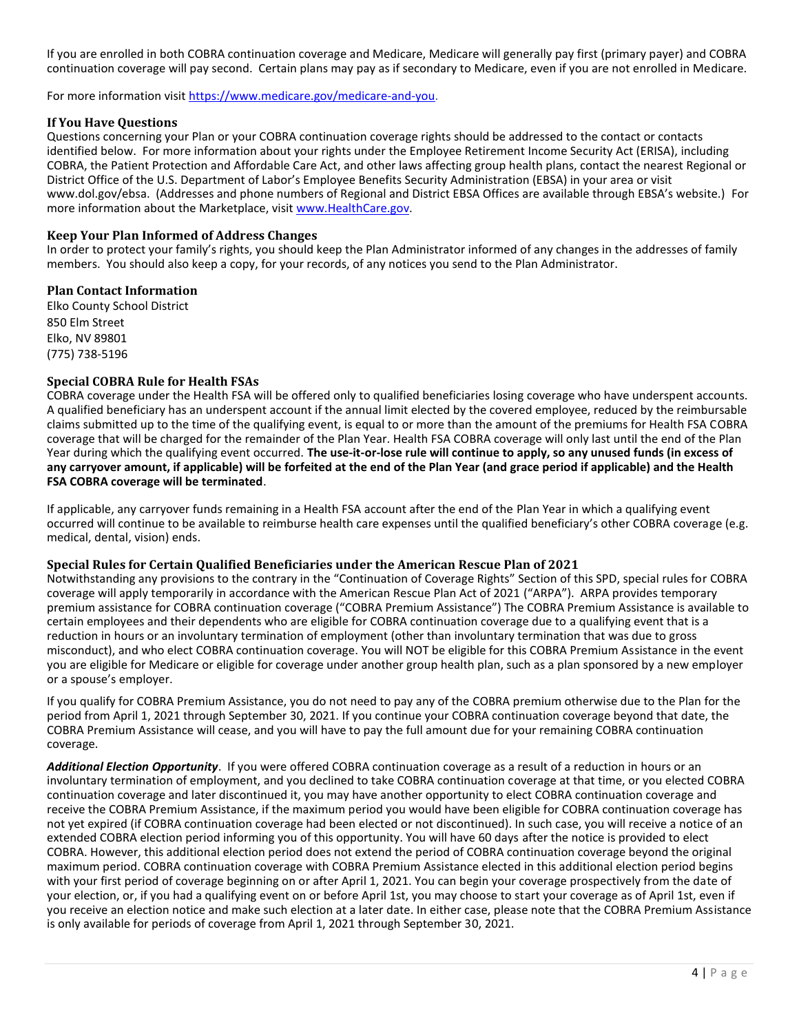If you are enrolled in both COBRA continuation coverage and Medicare, Medicare will generally pay first (primary payer) and COBRA continuation coverage will pay second. Certain plans may pay as if secondary to Medicare, even if you are not enrolled in Medicare.

For more information visit [https://www.medicare.gov/medicare-and-you](https://www.medicare.gov/medicare-and-you).

### If You Have Questions

Questions concerning your Plan or your COBRA continuation coverage rights should be addressed to the contact or contacts identified below. For more information about your rights under the Employee Retirement Income Security Act (ERISA), including COBRA, the Patient Protection and Affordable Care Act, and other laws affecting group health plans, contact the nearest Regional or District Office of the U.S. Department of Labor's Employee Benefits Security Administration (EBSA) in your area or visit www.dol.gov/ebsa. (Addresses and phone numbers of Regional and District EBSA Offices are available through EBSA's website.) For more information about the Marketplace, visit [www.HealthCare.gov](www.HealthCare.gov).

### Keep Your Plan Informed of Address Changes

In order to protect your family's rights, you should keep the Plan Administrator informed of any changes in the addresses of family members. You should also keep a copy, for your records, of any notices you send to the Plan Administrator.

### Plan Contact Information

Elko County School District
850 Elm Street
Elko, NV 89801
(775) 738-5196

### Special COBRA Rule for Health FSAs

COBRA coverage under the Health FSA will be offered only to qualified beneficiaries losing coverage who have underspent accounts. A qualified beneficiary has an underspent account if the annual limit elected by the covered employee, reduced by the reimbursable claims submitted up to the time of the qualifying event, is equal to or more than the amount of the premiums for Health FSA COBRA coverage that will be charged for the remainder of the Plan Year. Health FSA COBRA coverage will only last until the end of the Plan Year during which the qualifying event occurred. **The use-it-or-lose rule will continue to apply, so any unused funds (in excess of any carryover amount, if applicable) will be forfeited at the end of the Plan Year (and grace period if applicable) and the Health FSA COBRA coverage will be terminated**.

If applicable, any carryover funds remaining in a Health FSA account after the end of the Plan Year in which a qualifying event occurred will continue to be available to reimburse health care expenses until the qualified beneficiary's other COBRA coverage (e.g. medical, dental, vision) ends.

### Special Rules for Certain Qualified Beneficiaries under the American Rescue Plan of 2021

Notwithstanding any provisions to the contrary in the "Continuation of Coverage Rights" Section of this SPD, special rules for COBRA coverage will apply temporarily in accordance with the American Rescue Plan Act of 2021 ("ARPA"). ARPA provides temporary premium assistance for COBRA continuation coverage ("COBRA Premium Assistance") The COBRA Premium Assistance is available to certain employees and their dependents who are eligible for COBRA continuation coverage due to a qualifying event that is a reduction in hours or an involuntary termination of employment (other than involuntary termination that was due to gross misconduct), and who elect COBRA continuation coverage. You will NOT be eligible for this COBRA Premium Assistance in the event you are eligible for Medicare or eligible for coverage under another group health plan, such as a plan sponsored by a new employer or a spouse's employer.

If you qualify for COBRA Premium Assistance, you do not need to pay any of the COBRA premium otherwise due to the Plan for the period from April 1, 2021 through September 30, 2021. If you continue your COBRA continuation coverage beyond that date, the COBRA Premium Assistance will cease, and you will have to pay the full amount due for your remaining COBRA continuation coverage.

***Additional Election Opportunity***. If you were offered COBRA continuation coverage as a result of a reduction in hours or an involuntary termination of employment, and you declined to take COBRA continuation coverage at that time, or you elected COBRA continuation coverage and later discontinued it, you may have another opportunity to elect COBRA continuation coverage and receive the COBRA Premium Assistance, if the maximum period you would have been eligible for COBRA continuation coverage has not yet expired (if COBRA continuation coverage had been elected or not discontinued). In such case, you will receive a notice of an extended COBRA election period informing you of this opportunity. You will have 60 days after the notice is provided to elect COBRA. However, this additional election period does not extend the period of COBRA continuation coverage beyond the original maximum period. COBRA continuation coverage with COBRA Premium Assistance elected in this additional election period begins with your first period of coverage beginning on or after April 1, 2021. You can begin your coverage prospectively from the date of your election, or, if you had a qualifying event on or before April 1st, you may choose to start your coverage as of April 1st, even if you receive an election notice and make such election at a later date. In either case, please note that the COBRA Premium Assistance is only available for periods of coverage from April 1, 2021 through September 30, 2021.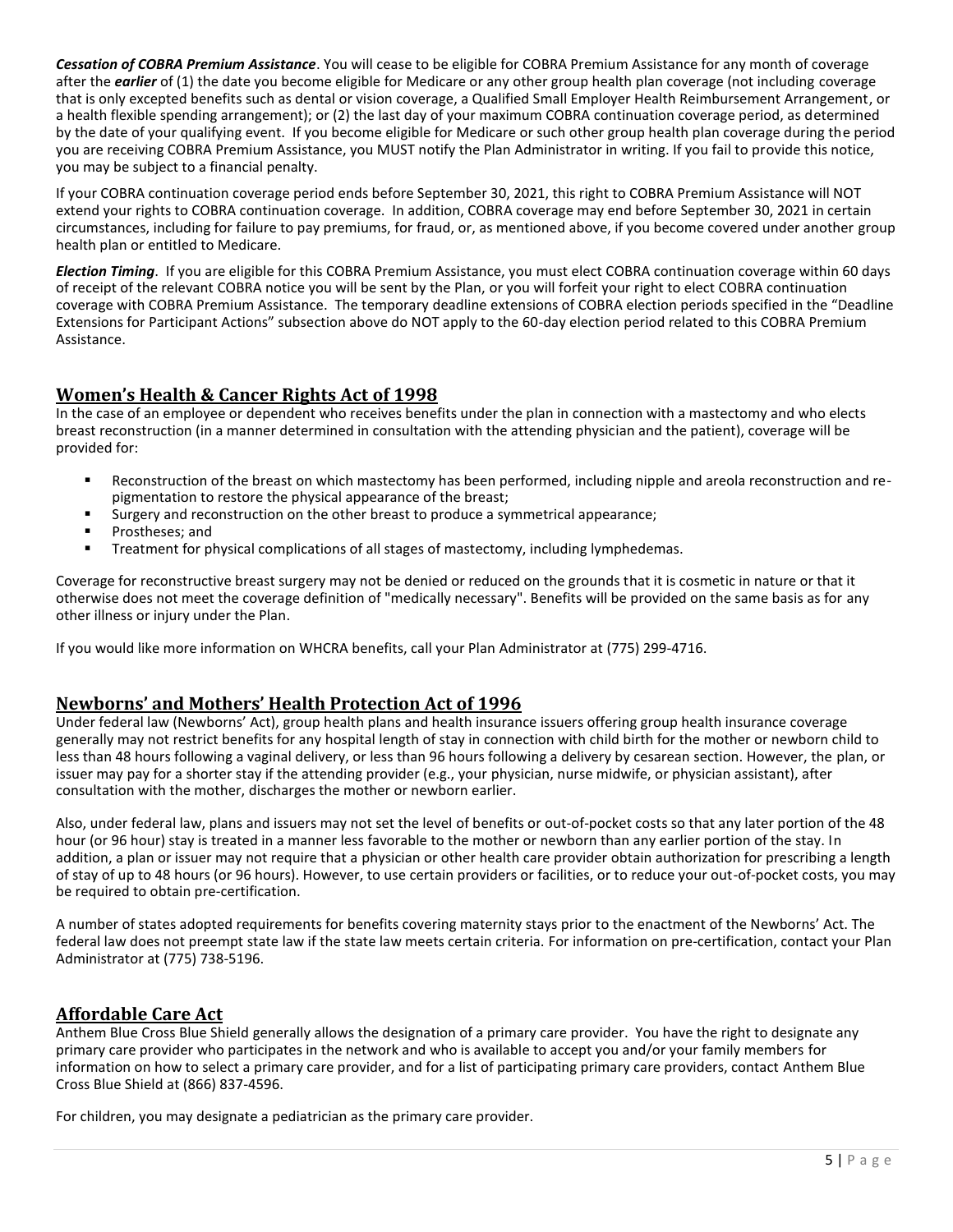***Cessation of COBRA Premium Assistance***. You will cease to be eligible for COBRA Premium Assistance for any month of coverage after the ***earlier*** of (1) the date you become eligible for Medicare or any other group health plan coverage (not including coverage that is only excepted benefits such as dental or vision coverage, a Qualified Small Employer Health Reimbursement Arrangement, or a health flexible spending arrangement); or (2) the last day of your maximum COBRA continuation coverage period, as determined by the date of your qualifying event. If you become eligible for Medicare or such other group health plan coverage during the period you are receiving COBRA Premium Assistance, you MUST notify the Plan Administrator in writing. If you fail to provide this notice, you may be subject to a financial penalty.

If your COBRA continuation coverage period ends before September 30, 2021, this right to COBRA Premium Assistance will NOT extend your rights to COBRA continuation coverage. In addition, COBRA coverage may end before September 30, 2021 in certain circumstances, including for failure to pay premiums, for fraud, or, as mentioned above, if you become covered under another group health plan or entitled to Medicare.

***Election Timing***. If you are eligible for this COBRA Premium Assistance, you must elect COBRA continuation coverage within 60 days of receipt of the relevant COBRA notice you will be sent by the Plan, or you will forfeit your right to elect COBRA continuation coverage with COBRA Premium Assistance. The temporary deadline extensions of COBRA election periods specified in the "Deadline Extensions for Participant Actions" subsection above do NOT apply to the 60-day election period related to this COBRA Premium Assistance.

## Women's Health & Cancer Rights Act of 1998

In the case of an employee or dependent who receives benefits under the plan in connection with a mastectomy and who elects breast reconstruction (in a manner determined in consultation with the attending physician and the patient), coverage will be provided for:

- Reconstruction of the breast on which mastectomy has been performed, including nipple and areola reconstruction and re-pigmentation to restore the physical appearance of the breast;
- Surgery and reconstruction on the other breast to produce a symmetrical appearance;
- Prostheses; and
- Treatment for physical complications of all stages of mastectomy, including lymphedemas.

Coverage for reconstructive breast surgery may not be denied or reduced on the grounds that it is cosmetic in nature or that it otherwise does not meet the coverage definition of "medically necessary". Benefits will be provided on the same basis as for any other illness or injury under the Plan.

If you would like more information on WHCRA benefits, call your Plan Administrator at (775) 299-4716.

## Newborns' and Mothers' Health Protection Act of 1996

Under federal law (Newborns' Act), group health plans and health insurance issuers offering group health insurance coverage generally may not restrict benefits for any hospital length of stay in connection with child birth for the mother or newborn child to less than 48 hours following a vaginal delivery, or less than 96 hours following a delivery by cesarean section. However, the plan, or issuer may pay for a shorter stay if the attending provider (e.g., your physician, nurse midwife, or physician assistant), after consultation with the mother, discharges the mother or newborn earlier.

Also, under federal law, plans and issuers may not set the level of benefits or out-of-pocket costs so that any later portion of the 48 hour (or 96 hour) stay is treated in a manner less favorable to the mother or newborn than any earlier portion of the stay. In addition, a plan or issuer may not require that a physician or other health care provider obtain authorization for prescribing a length of stay of up to 48 hours (or 96 hours). However, to use certain providers or facilities, or to reduce your out-of-pocket costs, you may be required to obtain pre-certification.

A number of states adopted requirements for benefits covering maternity stays prior to the enactment of the Newborns' Act. The federal law does not preempt state law if the state law meets certain criteria. For information on pre-certification, contact your Plan Administrator at (775) 738-5196.

## Affordable Care Act

Anthem Blue Cross Blue Shield generally allows the designation of a primary care provider. You have the right to designate any primary care provider who participates in the network and who is available to accept you and/or your family members for information on how to select a primary care provider, and for a list of participating primary care providers, contact Anthem Blue Cross Blue Shield at (866) 837-4596.

For children, you may designate a pediatrician as the primary care provider.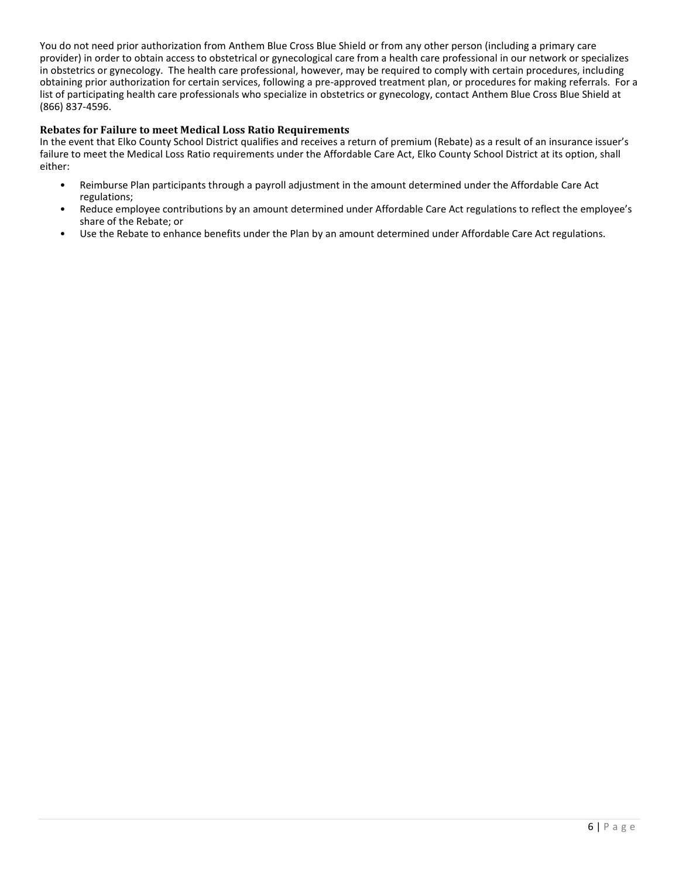You do not need prior authorization from Anthem Blue Cross Blue Shield or from any other person (including a primary care provider) in order to obtain access to obstetrical or gynecological care from a health care professional in our network or specializes in obstetrics or gynecology. The health care professional, however, may be required to comply with certain procedures, including obtaining prior authorization for certain services, following a pre-approved treatment plan, or procedures for making referrals. For a list of participating health care professionals who specialize in obstetrics or gynecology, contact Anthem Blue Cross Blue Shield at (866) 837-4596.

### Rebates for Failure to meet Medical Loss Ratio Requirements

In the event that Elko County School District qualifies and receives a return of premium (Rebate) as a result of an insurance issuer's failure to meet the Medical Loss Ratio requirements under the Affordable Care Act, Elko County School District at its option, shall either:

- Reimburse Plan participants through a payroll adjustment in the amount determined under the Affordable Care Act regulations;
- Reduce employee contributions by an amount determined under Affordable Care Act regulations to reflect the employee's share of the Rebate; or
- Use the Rebate to enhance benefits under the Plan by an amount determined under Affordable Care Act regulations.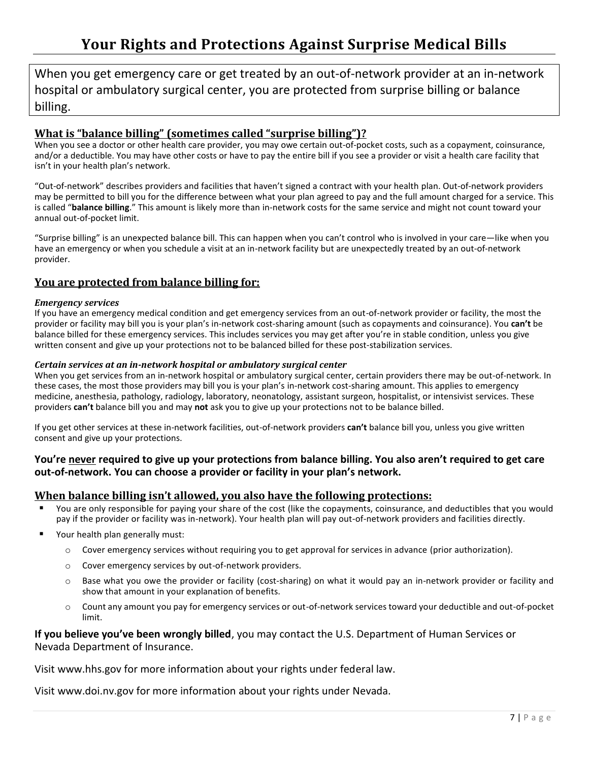# Your Rights and Protections Against Surprise Medical Bills

When you get emergency care or get treated by an out-of-network provider at an in-network hospital or ambulatory surgical center, you are protected from surprise billing or balance billing.

## What is "balance billing" (sometimes called "surprise billing")?

When you see a doctor or other health care provider, you may owe certain out-of-pocket costs, such as a copayment, coinsurance, and/or a deductible. You may have other costs or have to pay the entire bill if you see a provider or visit a health care facility that isn't in your health plan's network.

"Out-of-network" describes providers and facilities that haven't signed a contract with your health plan. Out-of-network providers may be permitted to bill you for the difference between what your plan agreed to pay and the full amount charged for a service. This is called "**balance billing**." This amount is likely more than in-network costs for the same service and might not count toward your annual out-of-pocket limit.

"Surprise billing" is an unexpected balance bill. This can happen when you can't control who is involved in your care—like when you have an emergency or when you schedule a visit at an in-network facility but are unexpectedly treated by an out-of-network provider.

## You are protected from balance billing for:

***Emergency services***

If you have an emergency medical condition and get emergency services from an out-of-network provider or facility, the most the provider or facility may bill you is your plan's in-network cost-sharing amount (such as copayments and coinsurance). You **can't** be balance billed for these emergency services. This includes services you may get after you're in stable condition, unless you give written consent and give up your protections not to be balanced billed for these post-stabilization services.

***Certain services at an in-network hospital or ambulatory surgical center***

When you get services from an in-network hospital or ambulatory surgical center, certain providers there may be out-of-network. In these cases, the most those providers may bill you is your plan's in-network cost-sharing amount. This applies to emergency medicine, anesthesia, pathology, radiology, laboratory, neonatology, assistant surgeon, hospitalist, or intensivist services. These providers **can't** balance bill you and may **not** ask you to give up your protections not to be balance billed.

If you get other services at these in-network facilities, out-of-network providers **can't** balance bill you, unless you give written consent and give up your protections.

**You're never required to give up your protections from balance billing. You also aren't required to get care out-of-network. You can choose a provider or facility in your plan's network.**

## When balance billing isn't allowed, you also have the following protections:

- You are only responsible for paying your share of the cost (like the copayments, coinsurance, and deductibles that you would pay if the provider or facility was in-network). Your health plan will pay out-of-network providers and facilities directly.
- Your health plan generally must:
  - Cover emergency services without requiring you to get approval for services in advance (prior authorization).
  - Cover emergency services by out-of-network providers.
  - Base what you owe the provider or facility (cost-sharing) on what it would pay an in-network provider or facility and show that amount in your explanation of benefits.
  - Count any amount you pay for emergency services or out-of-network services toward your deductible and out-of-pocket limit.

**If you believe you've been wrongly billed**, you may contact the U.S. Department of Human Services or Nevada Department of Insurance.

Visit www.hhs.gov for more information about your rights under federal law.

Visit www.doi.nv.gov for more information about your rights under Nevada.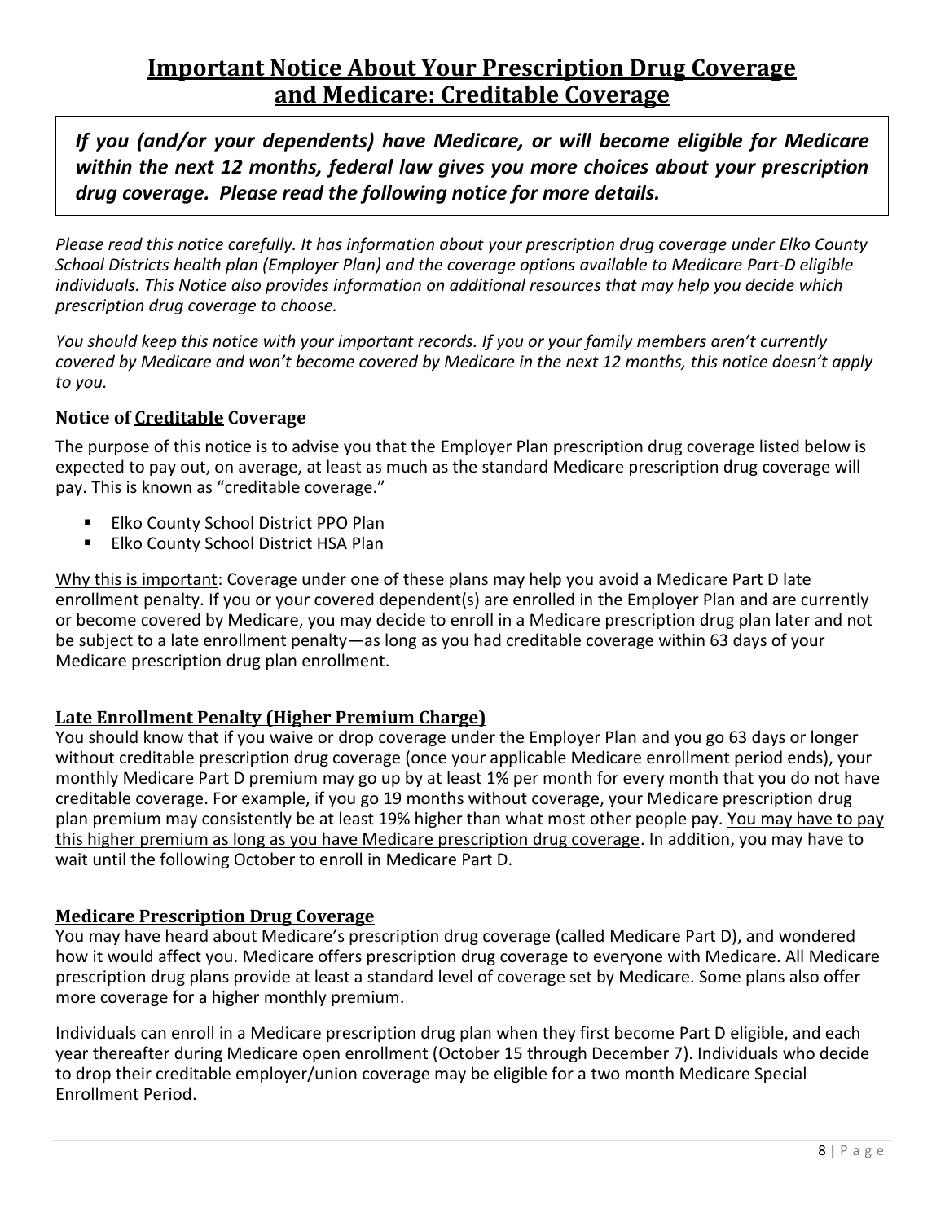# Important Notice About Your Prescription Drug Coverage and Medicare: Creditable Coverage

***If you (and/or your dependents) have Medicare, or will become eligible for Medicare within the next 12 months, federal law gives you more choices about your prescription drug coverage. Please read the following notice for more details.***

*Please read this notice carefully. It has information about your prescription drug coverage under Elko County School Districts health plan (Employer Plan) and the coverage options available to Medicare Part-D eligible individuals. This Notice also provides information on additional resources that may help you decide which prescription drug coverage to choose.*

*You should keep this notice with your important records. If you or your family members aren't currently covered by Medicare and won't become covered by Medicare in the next 12 months, this notice doesn't apply to you.*

### Notice of Creditable Coverage

The purpose of this notice is to advise you that the Employer Plan prescription drug coverage listed below is expected to pay out, on average, at least as much as the standard Medicare prescription drug coverage will pay. This is known as "creditable coverage."

- Elko County School District PPO Plan
- Elko County School District HSA Plan

Why this is important: Coverage under one of these plans may help you avoid a Medicare Part D late enrollment penalty. If you or your covered dependent(s) are enrolled in the Employer Plan and are currently or become covered by Medicare, you may decide to enroll in a Medicare prescription drug plan later and not be subject to a late enrollment penalty—as long as you had creditable coverage within 63 days of your Medicare prescription drug plan enrollment.

### Late Enrollment Penalty (Higher Premium Charge)

You should know that if you waive or drop coverage under the Employer Plan and you go 63 days or longer without creditable prescription drug coverage (once your applicable Medicare enrollment period ends), your monthly Medicare Part D premium may go up by at least 1% per month for every month that you do not have creditable coverage. For example, if you go 19 months without coverage, your Medicare prescription drug plan premium may consistently be at least 19% higher than what most other people pay. You may have to pay this higher premium as long as you have Medicare prescription drug coverage. In addition, you may have to wait until the following October to enroll in Medicare Part D.

### Medicare Prescription Drug Coverage

You may have heard about Medicare's prescription drug coverage (called Medicare Part D), and wondered how it would affect you. Medicare offers prescription drug coverage to everyone with Medicare. All Medicare prescription drug plans provide at least a standard level of coverage set by Medicare. Some plans also offer more coverage for a higher monthly premium.

Individuals can enroll in a Medicare prescription drug plan when they first become Part D eligible, and each year thereafter during Medicare open enrollment (October 15 through December 7). Individuals who decide to drop their creditable employer/union coverage may be eligible for a two month Medicare Special Enrollment Period.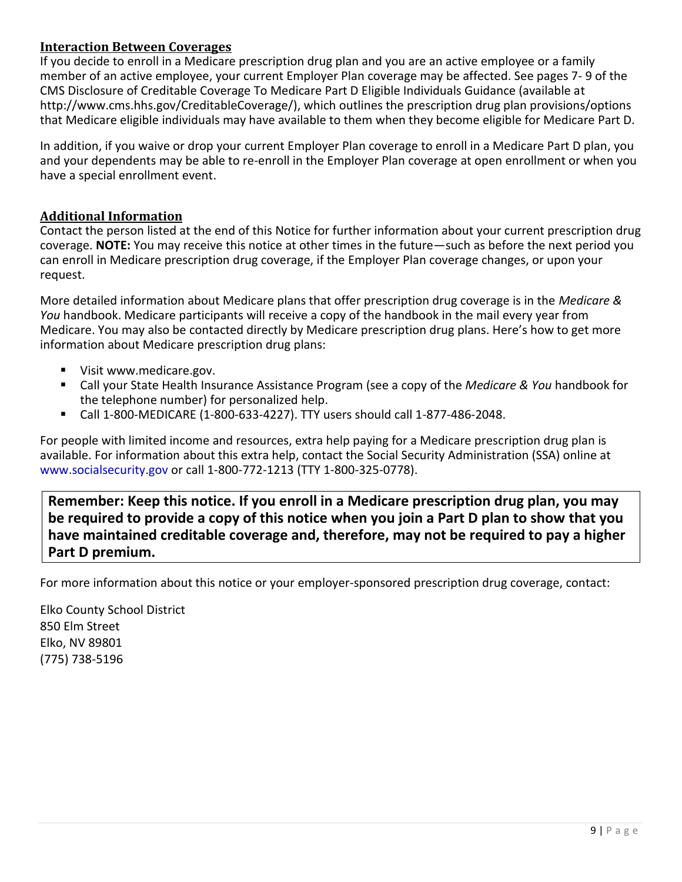## Interaction Between Coverages

If you decide to enroll in a Medicare prescription drug plan and you are an active employee or a family member of an active employee, your current Employer Plan coverage may be affected. See pages 7- 9 of the CMS Disclosure of Creditable Coverage To Medicare Part D Eligible Individuals Guidance (available at http://www.cms.hhs.gov/CreditableCoverage/), which outlines the prescription drug plan provisions/options that Medicare eligible individuals may have available to them when they become eligible for Medicare Part D.

In addition, if you waive or drop your current Employer Plan coverage to enroll in a Medicare Part D plan, you and your dependents may be able to re-enroll in the Employer Plan coverage at open enrollment or when you have a special enrollment event.

## Additional Information

Contact the person listed at the end of this Notice for further information about your current prescription drug coverage. **NOTE:** You may receive this notice at other times in the future—such as before the next period you can enroll in Medicare prescription drug coverage, if the Employer Plan coverage changes, or upon your request.

More detailed information about Medicare plans that offer prescription drug coverage is in the *Medicare & You* handbook. Medicare participants will receive a copy of the handbook in the mail every year from Medicare. You may also be contacted directly by Medicare prescription drug plans. Here's how to get more information about Medicare prescription drug plans:

- Visit www.medicare.gov.
- Call your State Health Insurance Assistance Program (see a copy of the *Medicare & You* handbook for the telephone number) for personalized help.
- Call 1-800-MEDICARE (1-800-633-4227). TTY users should call 1-877-486-2048.

For people with limited income and resources, extra help paying for a Medicare prescription drug plan is available. For information about this extra help, contact the Social Security Administration (SSA) online at www.socialsecurity.gov or call 1-800-772-1213 (TTY 1-800-325-0778).

**Remember: Keep this notice. If you enroll in a Medicare prescription drug plan, you may be required to provide a copy of this notice when you join a Part D plan to show that you have maintained creditable coverage and, therefore, may not be required to pay a higher Part D premium.**

For more information about this notice or your employer-sponsored prescription drug coverage, contact:

Elko County School District  
850 Elm Street  
Elko, NV 89801  
(775) 738-5196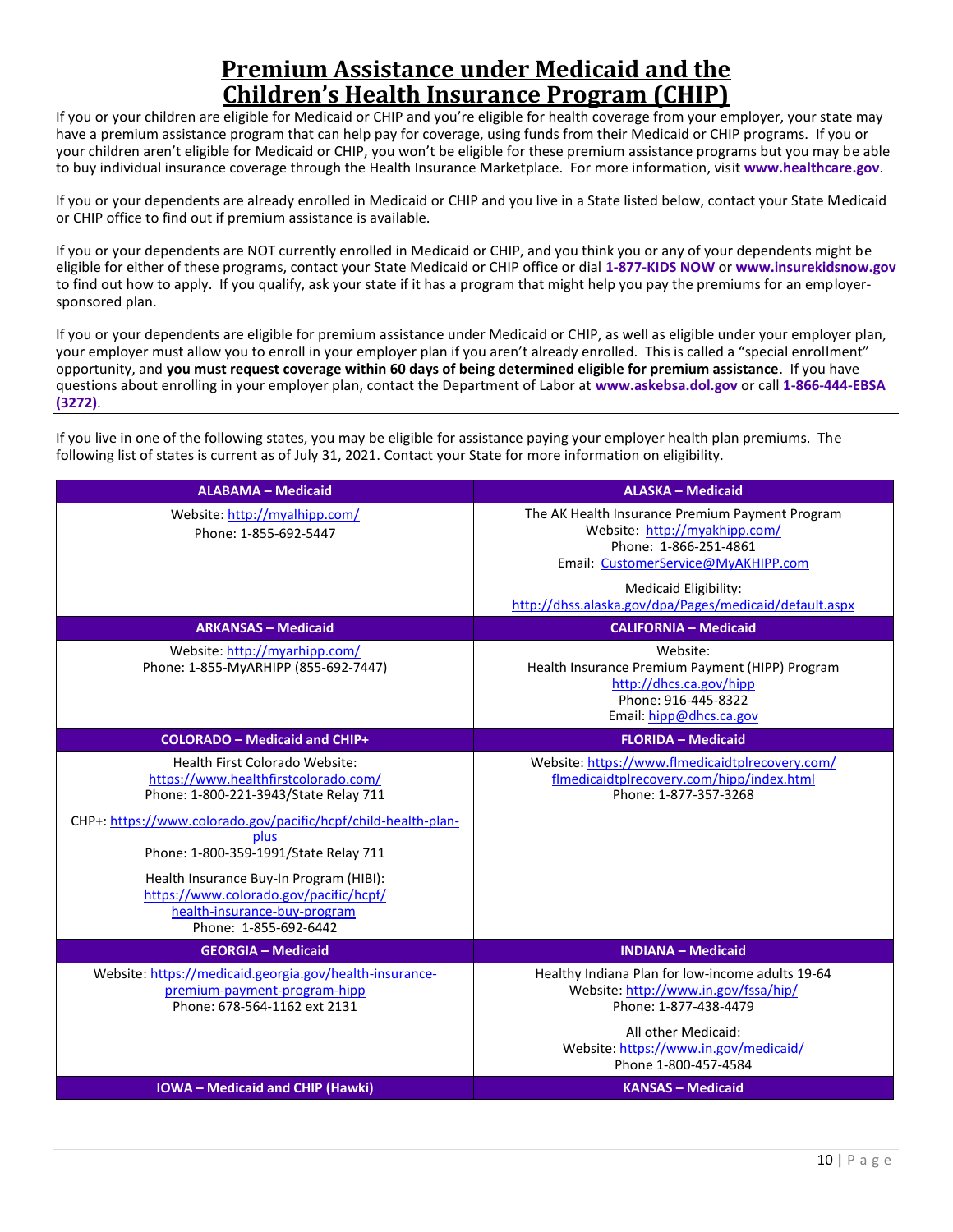# Premium Assistance under Medicaid and the Children's Health Insurance Program (CHIP)

If you or your children are eligible for Medicaid or CHIP and you're eligible for health coverage from your employer, your state may have a premium assistance program that can help pay for coverage, using funds from their Medicaid or CHIP programs. If you or your children aren't eligible for Medicaid or CHIP, you won't be eligible for these premium assistance programs but you may be able to buy individual insurance coverage through the Health Insurance Marketplace. For more information, visit **www.healthcare.gov**.

If you or your dependents are already enrolled in Medicaid or CHIP and you live in a State listed below, contact your State Medicaid or CHIP office to find out if premium assistance is available.

If you or your dependents are NOT currently enrolled in Medicaid or CHIP, and you think you or any of your dependents might be eligible for either of these programs, contact your State Medicaid or CHIP office or dial **1-877-KIDS NOW** or **www.insurekidsnow.gov** to find out how to apply. If you qualify, ask your state if it has a program that might help you pay the premiums for an employer-sponsored plan.

If you or your dependents are eligible for premium assistance under Medicaid or CHIP, as well as eligible under your employer plan, your employer must allow you to enroll in your employer plan if you aren't already enrolled. This is called a "special enrollment" opportunity, and **you must request coverage within 60 days of being determined eligible for premium assistance**. If you have questions about enrolling in your employer plan, contact the Department of Labor at **www.askebsa.dol.gov** or call **1-866-444-EBSA (3272)**.

---

If you live in one of the following states, you may be eligible for assistance paying your employer health plan premiums. The following list of states is current as of July 31, 2021. Contact your State for more information on eligibility.

| ALABAMA – Medicaid | ALASKA – Medicaid |
|---|---|
| Website: http://myalhipp.com/<br>Phone: 1-855-692-5447 | The AK Health Insurance Premium Payment Program<br>Website: http://myakhipp.com/<br>Phone: 1-866-251-4861<br>Email: CustomerService@MyAKHIPP.com<br><br>Medicaid Eligibility:<br>http://dhss.alaska.gov/dpa/Pages/medicaid/default.aspx |
| **ARKANSAS – Medicaid** | **CALIFORNIA – Medicaid** |
| Website: http://myarhipp.com/<br>Phone: 1-855-MyARHIPP (855-692-7447) | Website:<br>Health Insurance Premium Payment (HIPP) Program<br>http://dhcs.ca.gov/hipp<br>Phone: 916-445-8322<br>Email: hipp@dhcs.ca.gov |
| **COLORADO – Medicaid and CHIP+** | **FLORIDA – Medicaid** |
| Health First Colorado Website:<br>https://www.healthfirstcolorado.com/<br>Phone: 1-800-221-3943/State Relay 711<br><br>CHP+: https://www.colorado.gov/pacific/hcpf/child-health-plan-plus<br>Phone: 1-800-359-1991/State Relay 711<br><br>Health Insurance Buy-In Program (HIBI):<br>https://www.colorado.gov/pacific/hcpf/health-insurance-buy-program<br>Phone: 1-855-692-6442 | Website: https://www.flmedicaidtplrecovery.com/flmedicaidtplrecovery.com/hipp/index.html<br>Phone: 1-877-357-3268 |
| **GEORGIA – Medicaid** | **INDIANA – Medicaid** |
| Website: https://medicaid.georgia.gov/health-insurance-premium-payment-program-hipp<br>Phone: 678-564-1162 ext 2131 | Healthy Indiana Plan for low-income adults 19-64<br>Website: http://www.in.gov/fssa/hip/<br>Phone: 1-877-438-4479<br><br>All other Medicaid:<br>Website: https://www.in.gov/medicaid/<br>Phone 1-800-457-4584 |
| **IOWA – Medicaid and CHIP (Hawki)** | **KANSAS – Medicaid** |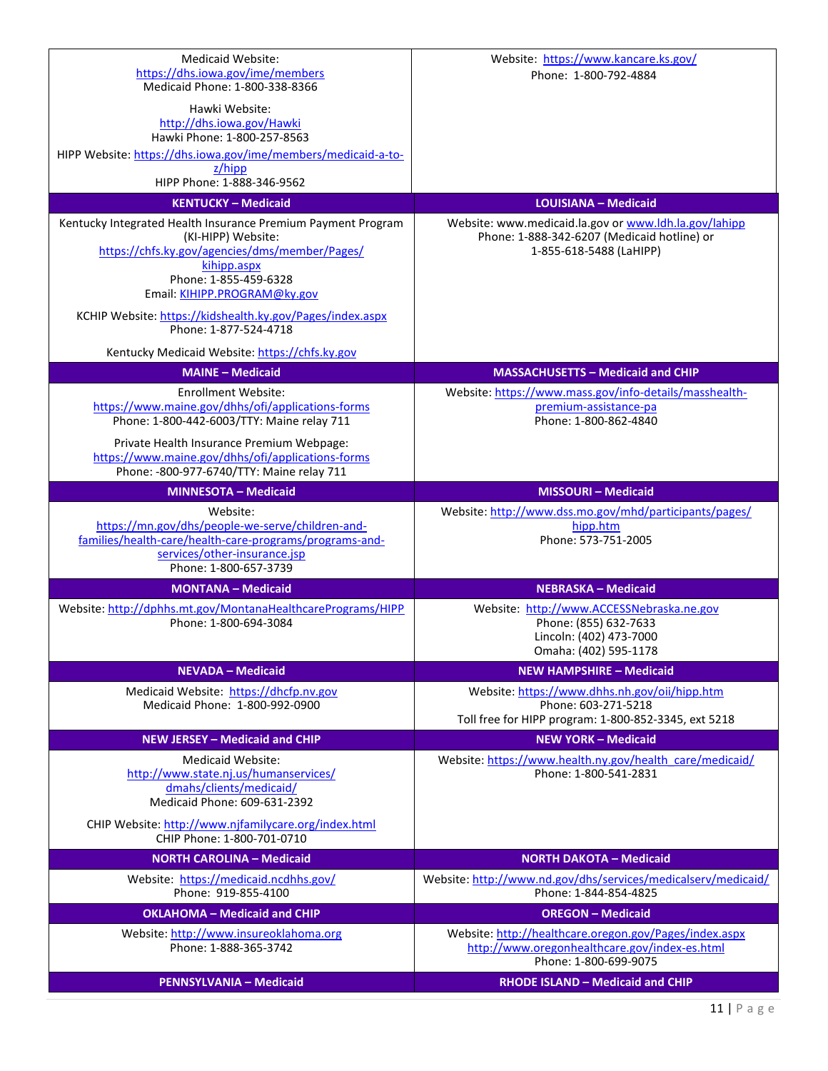| | |
|---|---|
| Medicaid Website: https://dhs.iowa.gov/ime/members<br>Medicaid Phone: 1-800-338-8366<br><br>Hawki Website: http://dhs.iowa.gov/Hawki<br>Hawki Phone: 1-800-257-8563<br><br>HIPP Website: https://dhs.iowa.gov/ime/members/medicaid-a-to-z/hipp<br>HIPP Phone: 1-888-346-9562 | Website: https://www.kancare.ks.gov/<br>Phone: 1-800-792-4884 |
| **KENTUCKY – Medicaid** | **LOUISIANA – Medicaid** |
| Kentucky Integrated Health Insurance Premium Payment Program (KI-HIPP) Website: https://chfs.ky.gov/agencies/dms/member/Pages/kihipp.aspx<br>Phone: 1-855-459-6328<br>Email: KIHIPP.PROGRAM@ky.gov<br><br>KCHIP Website: https://kidshealth.ky.gov/Pages/index.aspx<br>Phone: 1-877-524-4718<br><br>Kentucky Medicaid Website: https://chfs.ky.gov | Website: www.medicaid.la.gov or www.ldh.la.gov/lahipp<br>Phone: 1-888-342-6207 (Medicaid hotline) or 1-855-618-5488 (LaHIPP) |
| **MAINE – Medicaid** | **MASSACHUSETTS – Medicaid and CHIP** |
| Enrollment Website: https://www.maine.gov/dhhs/ofi/applications-forms<br>Phone: 1-800-442-6003/TTY: Maine relay 711<br><br>Private Health Insurance Premium Webpage: https://www.maine.gov/dhhs/ofi/applications-forms<br>Phone: -800-977-6740/TTY: Maine relay 711 | Website: https://www.mass.gov/info-details/masshealth-premium-assistance-pa<br>Phone: 1-800-862-4840 |
| **MINNESOTA – Medicaid** | **MISSOURI – Medicaid** |
| Website: https://mn.gov/dhs/people-we-serve/children-and-families/health-care/health-care-programs/programs-and-services/other-insurance.jsp<br>Phone: 1-800-657-3739 | Website: http://www.dss.mo.gov/mhd/participants/pages/hipp.htm<br>Phone: 573-751-2005 |
| **MONTANA – Medicaid** | **NEBRASKA – Medicaid** |
| Website: http://dphhs.mt.gov/MontanaHealthcarePrograms/HIPP<br>Phone: 1-800-694-3084 | Website: http://www.ACCESSNebraska.ne.gov<br>Phone: (855) 632-7633<br>Lincoln: (402) 473-7000<br>Omaha: (402) 595-1178 |
| **NEVADA – Medicaid** | **NEW HAMPSHIRE – Medicaid** |
| Medicaid Website: https://dhcfp.nv.gov<br>Medicaid Phone: 1-800-992-0900 | Website: https://www.dhhs.nh.gov/oii/hipp.htm<br>Phone: 603-271-5218<br>Toll free for HIPP program: 1-800-852-3345, ext 5218 |
| **NEW JERSEY – Medicaid and CHIP** | **NEW YORK – Medicaid** |
| Medicaid Website: http://www.state.nj.us/humanservices/dmahs/clients/medicaid/<br>Medicaid Phone: 609-631-2392<br><br>CHIP Website: http://www.njfamilycare.org/index.html<br>CHIP Phone: 1-800-701-0710 | Website: https://www.health.ny.gov/health_care/medicaid/<br>Phone: 1-800-541-2831 |
| **NORTH CAROLINA – Medicaid** | **NORTH DAKOTA – Medicaid** |
| Website: https://medicaid.ncdhhs.gov/<br>Phone: 919-855-4100 | Website: http://www.nd.gov/dhs/services/medicalserv/medicaid/<br>Phone: 1-844-854-4825 |
| **OKLAHOMA – Medicaid and CHIP** | **OREGON – Medicaid** |
| Website: http://www.insureoklahoma.org<br>Phone: 1-888-365-3742 | Website: http://healthcare.oregon.gov/Pages/index.aspx<br>http://www.oregonhealthcare.gov/index-es.html<br>Phone: 1-800-699-9075 |
| **PENNSYLVANIA – Medicaid** | **RHODE ISLAND – Medicaid and CHIP** |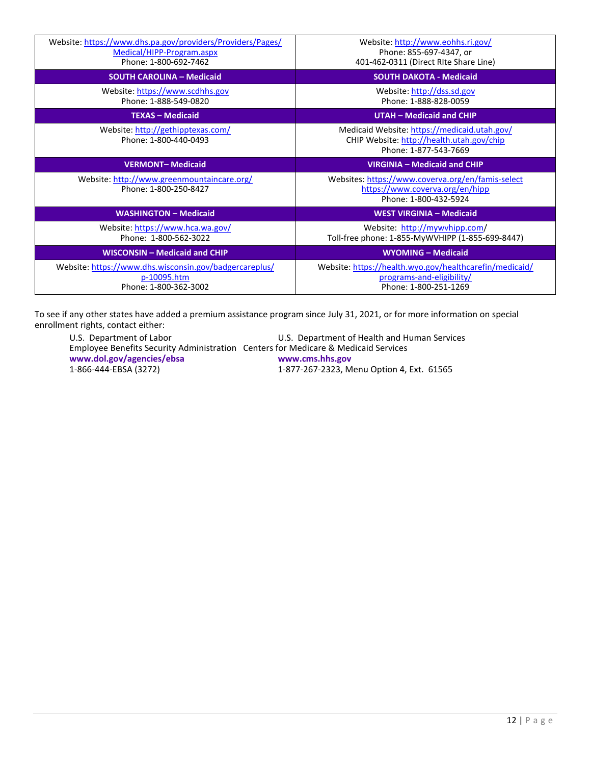| | |
|---|---|
| Website: https://www.dhs.pa.gov/providers/Providers/Pages/Medical/HIPP-Program.aspx<br>Phone: 1-800-692-7462 | Website: http://www.eohhs.ri.gov/<br>Phone: 855-697-4347, or<br>401-462-0311 (Direct RIte Share Line) |
| **SOUTH CAROLINA – Medicaid** | **SOUTH DAKOTA - Medicaid** |
| Website: https://www.scdhhs.gov<br>Phone: 1-888-549-0820 | Website: http://dss.sd.gov<br>Phone: 1-888-828-0059 |
| **TEXAS – Medicaid** | **UTAH – Medicaid and CHIP** |
| Website: http://gethipptexas.com/<br>Phone: 1-800-440-0493 | Medicaid Website: https://medicaid.utah.gov/<br>CHIP Website: http://health.utah.gov/chip<br>Phone: 1-877-543-7669 |
| **VERMONT– Medicaid** | **VIRGINIA – Medicaid and CHIP** |
| Website: http://www.greenmountaincare.org/<br>Phone: 1-800-250-8427 | Websites: https://www.coverva.org/en/famis-select<br>https://www.coverva.org/en/hipp<br>Phone: 1-800-432-5924 |
| **WASHINGTON – Medicaid** | **WEST VIRGINIA – Medicaid** |
| Website: https://www.hca.wa.gov/<br>Phone: 1-800-562-3022 | Website: http://mywvhipp.com/<br>Toll-free phone: 1-855-MyWVHIPP (1-855-699-8447) |
| **WISCONSIN – Medicaid and CHIP** | **WYOMING – Medicaid** |
| Website: https://www.dhs.wisconsin.gov/badgercareplus/p-10095.htm<br>Phone: 1-800-362-3002 | Website: https://health.wyo.gov/healthcarefin/medicaid/programs-and-eligibility/<br>Phone: 1-800-251-1269 |

To see if any other states have added a premium assistance program since July 31, 2021, or for more information on special enrollment rights, contact either:

U.S. Department of Labor
Employee Benefits Security Administration
**www.dol.gov/agencies/ebsa**
1-866-444-EBSA (3272)

U.S. Department of Health and Human Services
Centers for Medicare & Medicaid Services
**www.cms.hhs.gov**
1-877-267-2323, Menu Option 4, Ext. 61565